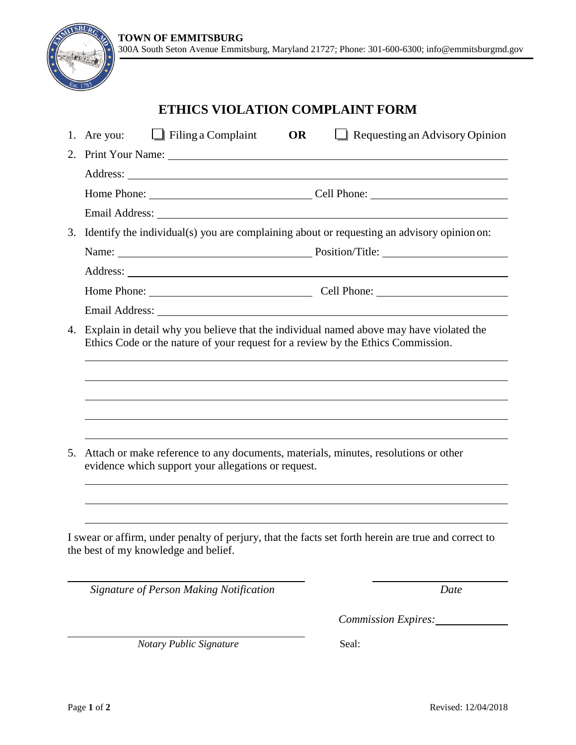**TOWN OF EMMITSBURG**
300A South Seton Avenue Emmitsburg, Maryland 21727; Phone: 301-600-6300; info@emmitsburgmd.gov

# ETHICS VIOLATION COMPLAINT FORM

1. Are you: ☐ Filing a Complaint **OR** ☐ Requesting an Advisory Opinion
2. Print Your Name: ____________________

   Address: ____________________

   Home Phone: ____________________ Cell Phone: ____________________

   Email Address: ____________________
3. Identify the individual(s) you are complaining about or requesting an advisory opinion on:

   Name: ____________________ Position/Title: ____________________

   Address: ____________________

   Home Phone: ____________________ Cell Phone: ____________________

   Email Address: ____________________
4. Explain in detail why you believe that the individual named above may have violated the Ethics Code or the nature of your request for a review by the Ethics Commission.

   ____________________

   ____________________

   ____________________

   ____________________

   ____________________
5. Attach or make reference to any documents, materials, minutes, resolutions or other evidence which support your allegations or request.

   ____________________

   ____________________

   ____________________

I swear or affirm, under penalty of perjury, that the facts set forth herein are true and correct to the best of my knowledge and belief.

____________________ ____________________
*Signature of Person Making Notification* *Date*

*Commission Expires:* ____________________

____________________
*Notary Public Signature* Seal:

Revised: 12/04/2018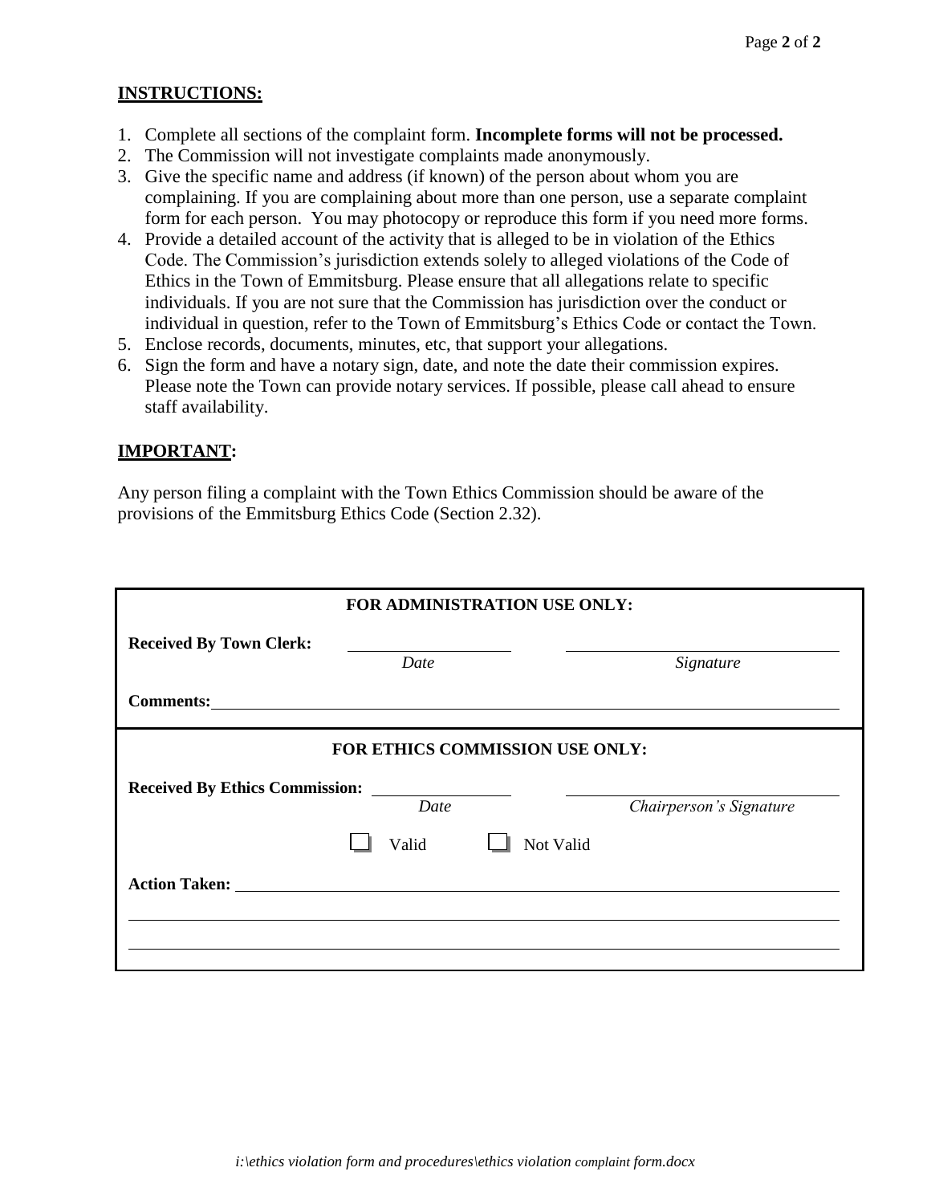## INSTRUCTIONS:

1. Complete all sections of the complaint form. **Incomplete forms will not be processed.**
2. The Commission will not investigate complaints made anonymously.
3. Give the specific name and address (if known) of the person about whom you are complaining. If you are complaining about more than one person, use a separate complaint form for each person. You may photocopy or reproduce this form if you need more forms.
4. Provide a detailed account of the activity that is alleged to be in violation of the Ethics Code. The Commission's jurisdiction extends solely to alleged violations of the Code of Ethics in the Town of Emmitsburg. Please ensure that all allegations relate to specific individuals. If you are not sure that the Commission has jurisdiction over the conduct or individual in question, refer to the Town of Emmitsburg's Ethics Code or contact the Town.
5. Enclose records, documents, minutes, etc, that support your allegations.
6. Sign the form and have a notary sign, date, and note the date their commission expires. Please note the Town can provide notary services. If possible, please call ahead to ensure staff availability.

## IMPORTANT:

Any person filing a complaint with the Town Ethics Commission should be aware of the provisions of the Emmitsburg Ethics Code (Section 2.32).

**FOR ADMINISTRATION USE ONLY:**

**Received By Town Clerk:** ____________________ ______________________________

*Date* *Signature*

**Comments:** ______________________________________________________________

**FOR ETHICS COMMISSION USE ONLY:**

**Received By Ethics Commission:** ____________________ ______________________________

*Date* *Chairperson's Signature*

☐ Valid ☐ Not Valid

**Action Taken:** ______________________________________________________________

______________________________________________________________

______________________________________________________________

*i:\ethics violation form and procedures\ethics violation complaint form.docx*